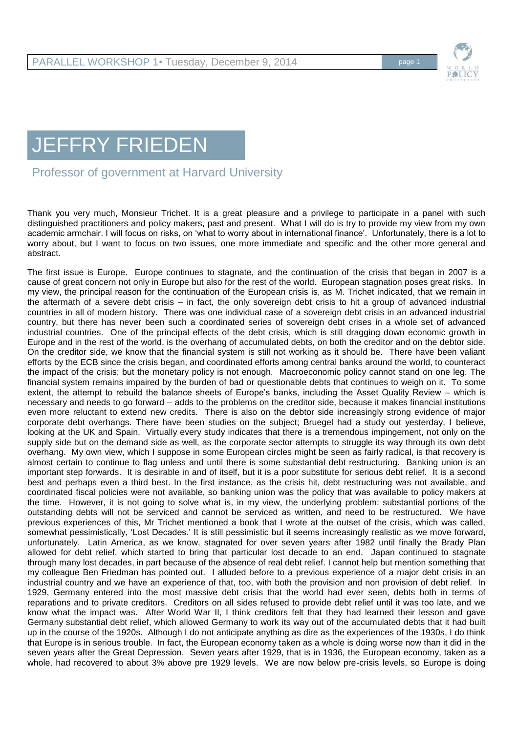# JEFFRY FRIEDEN

## Professor of government at Harvard University

Thank you very much, Monsieur Trichet. It is a great pleasure and a privilege to participate in a panel with such distinguished practitioners and policy makers, past and present. What I will do is try to provide my view from my own academic armchair. I will focus on risks, on 'what to worry about in international finance'. Unfortunately, there is a lot to worry about, but I want to focus on two issues, one more immediate and specific and the other more general and abstract.

The first issue is Europe. Europe continues to stagnate, and the continuation of the crisis that began in 2007 is a cause of great concern not only in Europe but also for the rest of the world. European stagnation poses great risks. In my view, the principal reason for the continuation of the European crisis is, as M. Trichet indicated, that we remain in the aftermath of a severe debt crisis – in fact, the only sovereign debt crisis to hit a group of advanced industrial countries in all of modern history. There was one individual case of a sovereign debt crisis in an advanced industrial country, but there has never been such a coordinated series of sovereign debt crises in a whole set of advanced industrial countries. One of the principal effects of the debt crisis, which is still dragging down economic growth in Europe and in the rest of the world, is the overhang of accumulated debts, on both the creditor and on the debtor side. On the creditor side, we know that the financial system is still not working as it should be. There have been valiant efforts by the ECB since the crisis began, and coordinated efforts among central banks around the world, to counteract the impact of the crisis; but the monetary policy is not enough. Macroeconomic policy cannot stand on one leg. The financial system remains impaired by the burden of bad or questionable debts that continues to weigh on it. To some extent, the attempt to rebuild the balance sheets of Europe's banks, including the Asset Quality Review – which is necessary and needs to go forward – adds to the problems on the creditor side, because it makes financial institutions even more reluctant to extend new credits. There is also on the debtor side increasingly strong evidence of major corporate debt overhangs. There have been studies on the subject; Bruegel had a study out yesterday, I believe, looking at the UK and Spain. Virtually every study indicates that there is a tremendous impingement, not only on the supply side but on the demand side as well, as the corporate sector attempts to struggle its way through its own debt overhang. My own view, which I suppose in some European circles might be seen as fairly radical, is that recovery is almost certain to continue to flag unless and until there is some substantial debt restructuring. Banking union is an important step forwards. It is desirable in and of itself, but it is a poor substitute for serious debt relief. It is a second best and perhaps even a third best. In the first instance, as the crisis hit, debt restructuring was not available, and coordinated fiscal policies were not available, so banking union was the policy that was available to policy makers at the time. However, it is not going to solve what is, in my view, the underlying problem: substantial portions of the outstanding debts will not be serviced and cannot be serviced as written, and need to be restructured. We have previous experiences of this, Mr Trichet mentioned a book that I wrote at the outset of the crisis, which was called, somewhat pessimistically, 'Lost Decades.' It is still pessimistic but it seems increasingly realistic as we move forward, unfortunately. Latin America, as we know, stagnated for over seven years after 1982 until finally the Brady Plan allowed for debt relief, which started to bring that particular lost decade to an end. Japan continued to stagnate through many lost decades, in part because of the absence of real debt relief. I cannot help but mention something that my colleague Ben Friedman has pointed out. I alluded before to a previous experience of a major debt crisis in an industrial country and we have an experience of that, too, with both the provision and non provision of debt relief. In 1929, Germany entered into the most massive debt crisis that the world had ever seen, debts both in terms of reparations and to private creditors. Creditors on all sides refused to provide debt relief until it was too late, and we know what the impact was. After World War II, I think creditors felt that they had learned their lesson and gave Germany substantial debt relief, which allowed Germany to work its way out of the accumulated debts that it had built up in the course of the 1920s. Although I do not anticipate anything as dire as the experiences of the 1930s, I do think that Europe is in serious trouble. In fact, the European economy taken as a whole is doing worse now than it did in the seven years after the Great Depression. Seven years after 1929, that is in 1936, the European economy, taken as a whole, had recovered to about 3% above pre 1929 levels. We are now below pre-crisis levels, so Europe is doing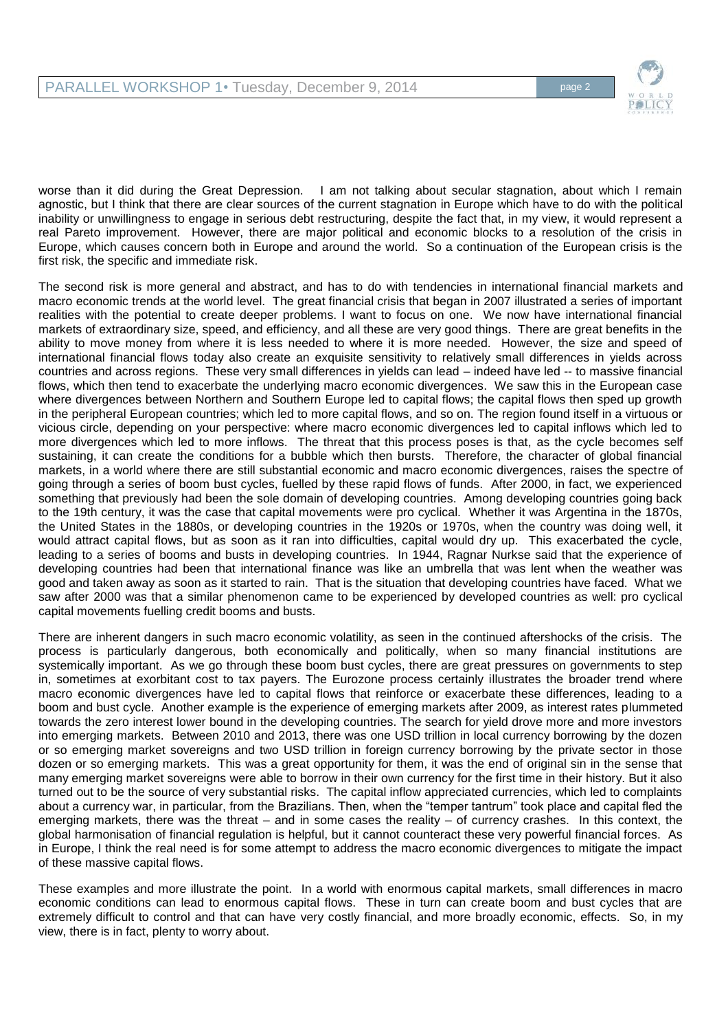worse than it did during the Great Depression. I am not talking about secular stagnation, about which I remain agnostic, but I think that there are clear sources of the current stagnation in Europe which have to do with the political inability or unwillingness to engage in serious debt restructuring, despite the fact that, in my view, it would represent a real Pareto improvement. However, there are major political and economic blocks to a resolution of the crisis in Europe, which causes concern both in Europe and around the world. So a continuation of the European crisis is the first risk, the specific and immediate risk.

The second risk is more general and abstract, and has to do with tendencies in international financial markets and macro economic trends at the world level. The great financial crisis that began in 2007 illustrated a series of important realities with the potential to create deeper problems. I want to focus on one. We now have international financial markets of extraordinary size, speed, and efficiency, and all these are very good things. There are great benefits in the ability to move money from where it is less needed to where it is more needed. However, the size and speed of international financial flows today also create an exquisite sensitivity to relatively small differences in yields across countries and across regions. These very small differences in yields can lead – indeed have led -- to massive financial flows, which then tend to exacerbate the underlying macro economic divergences. We saw this in the European case where divergences between Northern and Southern Europe led to capital flows; the capital flows then sped up growth in the peripheral European countries; which led to more capital flows, and so on. The region found itself in a virtuous or vicious circle, depending on your perspective: where macro economic divergences led to capital inflows which led to more divergences which led to more inflows. The threat that this process poses is that, as the cycle becomes self sustaining, it can create the conditions for a bubble which then bursts. Therefore, the character of global financial markets, in a world where there are still substantial economic and macro economic divergences, raises the spectre of going through a series of boom bust cycles, fuelled by these rapid flows of funds. After 2000, in fact, we experienced something that previously had been the sole domain of developing countries. Among developing countries going back to the 19th century, it was the case that capital movements were pro cyclical. Whether it was Argentina in the 1870s, the United States in the 1880s, or developing countries in the 1920s or 1970s, when the country was doing well, it would attract capital flows, but as soon as it ran into difficulties, capital would dry up. This exacerbated the cycle, leading to a series of booms and busts in developing countries. In 1944, Ragnar Nurkse said that the experience of developing countries had been that international finance was like an umbrella that was lent when the weather was good and taken away as soon as it started to rain. That is the situation that developing countries have faced. What we saw after 2000 was that a similar phenomenon came to be experienced by developed countries as well: pro cyclical capital movements fuelling credit booms and busts.

There are inherent dangers in such macro economic volatility, as seen in the continued aftershocks of the crisis. The process is particularly dangerous, both economically and politically, when so many financial institutions are systemically important. As we go through these boom bust cycles, there are great pressures on governments to step in, sometimes at exorbitant cost to tax payers. The Eurozone process certainly illustrates the broader trend where macro economic divergences have led to capital flows that reinforce or exacerbate these differences, leading to a boom and bust cycle. Another example is the experience of emerging markets after 2009, as interest rates plummeted towards the zero interest lower bound in the developing countries. The search for yield drove more and more investors into emerging markets. Between 2010 and 2013, there was one USD trillion in local currency borrowing by the dozen or so emerging market sovereigns and two USD trillion in foreign currency borrowing by the private sector in those dozen or so emerging markets. This was a great opportunity for them, it was the end of original sin in the sense that many emerging market sovereigns were able to borrow in their own currency for the first time in their history. But it also turned out to be the source of very substantial risks. The capital inflow appreciated currencies, which led to complaints about a currency war, in particular, from the Brazilians. Then, when the "temper tantrum" took place and capital fled the emerging markets, there was the threat – and in some cases the reality – of currency crashes. In this context, the global harmonisation of financial regulation is helpful, but it cannot counteract these very powerful financial forces. As in Europe, I think the real need is for some attempt to address the macro economic divergences to mitigate the impact of these massive capital flows.

These examples and more illustrate the point. In a world with enormous capital markets, small differences in macro economic conditions can lead to enormous capital flows. These in turn can create boom and bust cycles that are extremely difficult to control and that can have very costly financial, and more broadly economic, effects. So, in my view, there is in fact, plenty to worry about.